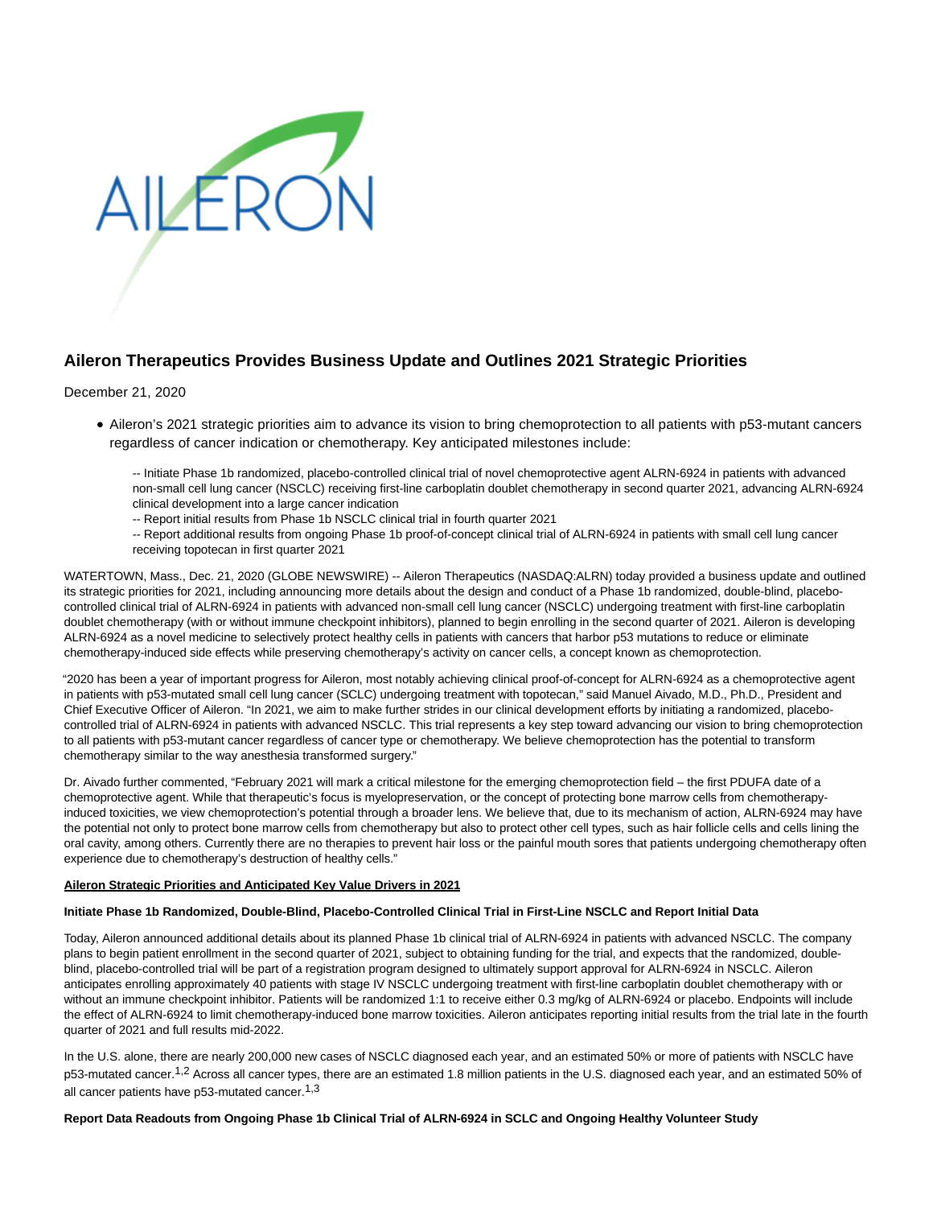# Aileron Therapeutics Provides Business Update and Outlines 2021 Strategic Priorities

December 21, 2020

- Aileron's 2021 strategic priorities aim to advance its vision to bring chemoprotection to all patients with p53-mutant cancers regardless of cancer indication or chemotherapy. Key anticipated milestones include:

  -- Initiate Phase 1b randomized, placebo-controlled clinical trial of novel chemoprotective agent ALRN-6924 in patients with advanced non-small cell lung cancer (NSCLC) receiving first-line carboplatin doublet chemotherapy in second quarter 2021, advancing ALRN-6924 clinical development into a large cancer indication
  -- Report initial results from Phase 1b NSCLC clinical trial in fourth quarter 2021
  -- Report additional results from ongoing Phase 1b proof-of-concept clinical trial of ALRN-6924 in patients with small cell lung cancer receiving topotecan in first quarter 2021

WATERTOWN, Mass., Dec. 21, 2020 (GLOBE NEWSWIRE) -- Aileron Therapeutics (NASDAQ:ALRN) today provided a business update and outlined its strategic priorities for 2021, including announcing more details about the design and conduct of a Phase 1b randomized, double-blind, placebo-controlled clinical trial of ALRN-6924 in patients with advanced non-small cell lung cancer (NSCLC) undergoing treatment with first-line carboplatin doublet chemotherapy (with or without immune checkpoint inhibitors), planned to begin enrolling in the second quarter of 2021. Aileron is developing ALRN-6924 as a novel medicine to selectively protect healthy cells in patients with cancers that harbor p53 mutations to reduce or eliminate chemotherapy-induced side effects while preserving chemotherapy's activity on cancer cells, a concept known as chemoprotection.

"2020 has been a year of important progress for Aileron, most notably achieving clinical proof-of-concept for ALRN-6924 as a chemoprotective agent in patients with p53-mutated small cell lung cancer (SCLC) undergoing treatment with topotecan," said Manuel Aivado, M.D., Ph.D., President and Chief Executive Officer of Aileron. "In 2021, we aim to make further strides in our clinical development efforts by initiating a randomized, placebo-controlled trial of ALRN-6924 in patients with advanced NSCLC. This trial represents a key step toward advancing our vision to bring chemoprotection to all patients with p53-mutant cancer regardless of cancer type or chemotherapy. We believe chemoprotection has the potential to transform chemotherapy similar to the way anesthesia transformed surgery."

Dr. Aivado further commented, "February 2021 will mark a critical milestone for the emerging chemoprotection field – the first PDUFA date of a chemoprotective agent. While that therapeutic's focus is myelopreservation, or the concept of protecting bone marrow cells from chemotherapy-induced toxicities, we view chemoprotection's potential through a broader lens. We believe that, due to its mechanism of action, ALRN-6924 may have the potential not only to protect bone marrow cells from chemotherapy but also to protect other cell types, such as hair follicle cells and cells lining the oral cavity, among others. Currently there are no therapies to prevent hair loss or the painful mouth sores that patients undergoing chemotherapy often experience due to chemotherapy's destruction of healthy cells."

**Aileron Strategic Priorities and Anticipated Key Value Drivers in 2021**

**Initiate Phase 1b Randomized, Double-Blind, Placebo-Controlled Clinical Trial in First-Line NSCLC and Report Initial Data**

Today, Aileron announced additional details about its planned Phase 1b clinical trial of ALRN-6924 in patients with advanced NSCLC. The company plans to begin patient enrollment in the second quarter of 2021, subject to obtaining funding for the trial, and expects that the randomized, double-blind, placebo-controlled trial will be part of a registration program designed to ultimately support approval for ALRN-6924 in NSCLC. Aileron anticipates enrolling approximately 40 patients with stage IV NSCLC undergoing treatment with first-line carboplatin doublet chemotherapy with or without an immune checkpoint inhibitor. Patients will be randomized 1:1 to receive either 0.3 mg/kg of ALRN-6924 or placebo. Endpoints will include the effect of ALRN-6924 to limit chemotherapy-induced bone marrow toxicities. Aileron anticipates reporting initial results from the trial late in the fourth quarter of 2021 and full results mid-2022.

In the U.S. alone, there are nearly 200,000 new cases of NSCLC diagnosed each year, and an estimated 50% or more of patients with NSCLC have p53-mutated cancer.[1,2] Across all cancer types, there are an estimated 1.8 million patients in the U.S. diagnosed each year, and an estimated 50% of all cancer patients have p53-mutated cancer.[1,3]

**Report Data Readouts from Ongoing Phase 1b Clinical Trial of ALRN-6924 in SCLC and Ongoing Healthy Volunteer Study**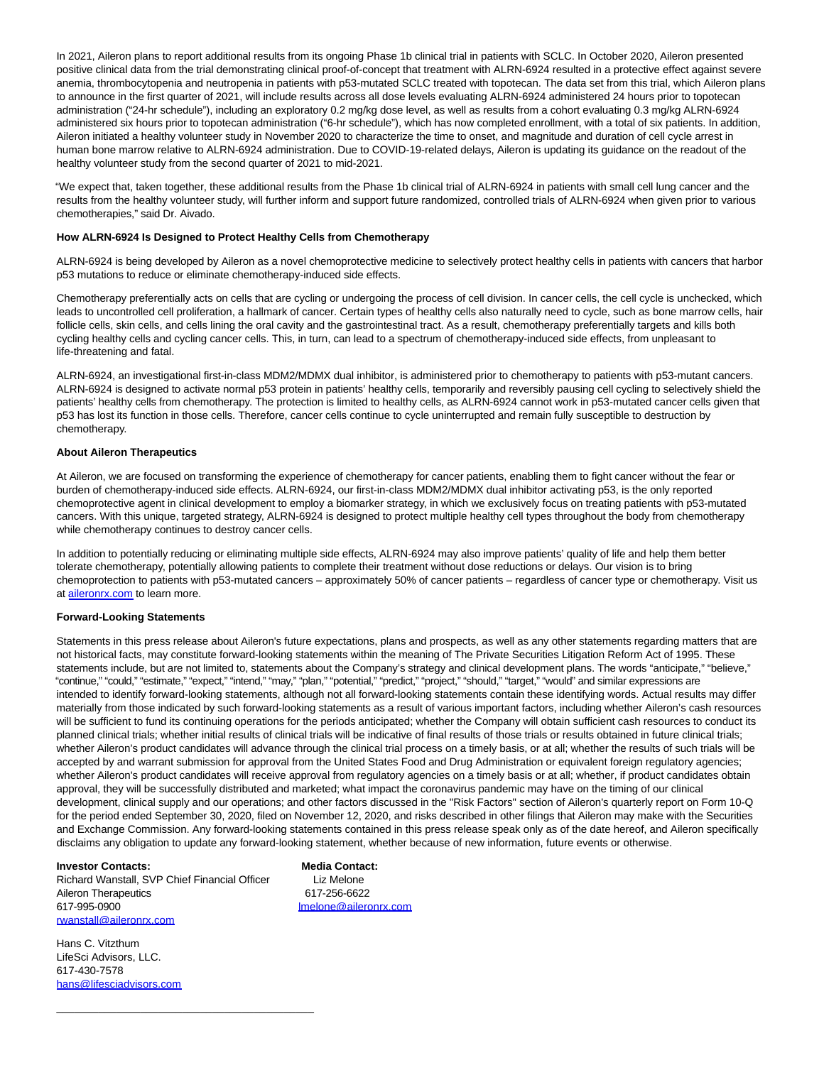In 2021, Aileron plans to report additional results from its ongoing Phase 1b clinical trial in patients with SCLC. In October 2020, Aileron presented positive clinical data from the trial demonstrating clinical proof-of-concept that treatment with ALRN-6924 resulted in a protective effect against severe anemia, thrombocytopenia and neutropenia in patients with p53-mutated SCLC treated with topotecan. The data set from this trial, which Aileron plans to announce in the first quarter of 2021, will include results across all dose levels evaluating ALRN-6924 administered 24 hours prior to topotecan administration ("24-hr schedule"), including an exploratory 0.2 mg/kg dose level, as well as results from a cohort evaluating 0.3 mg/kg ALRN-6924 administered six hours prior to topotecan administration ("6-hr schedule"), which has now completed enrollment, with a total of six patients. In addition, Aileron initiated a healthy volunteer study in November 2020 to characterize the time to onset, and magnitude and duration of cell cycle arrest in human bone marrow relative to ALRN-6924 administration. Due to COVID-19-related delays, Aileron is updating its guidance on the readout of the healthy volunteer study from the second quarter of 2021 to mid-2021.

"We expect that, taken together, these additional results from the Phase 1b clinical trial of ALRN-6924 in patients with small cell lung cancer and the results from the healthy volunteer study, will further inform and support future randomized, controlled trials of ALRN-6924 when given prior to various chemotherapies," said Dr. Aivado.

**How ALRN-6924 Is Designed to Protect Healthy Cells from Chemotherapy**

ALRN-6924 is being developed by Aileron as a novel chemoprotective medicine to selectively protect healthy cells in patients with cancers that harbor p53 mutations to reduce or eliminate chemotherapy-induced side effects.

Chemotherapy preferentially acts on cells that are cycling or undergoing the process of cell division. In cancer cells, the cell cycle is unchecked, which leads to uncontrolled cell proliferation, a hallmark of cancer. Certain types of healthy cells also naturally need to cycle, such as bone marrow cells, hair follicle cells, skin cells, and cells lining the oral cavity and the gastrointestinal tract. As a result, chemotherapy preferentially targets and kills both cycling healthy cells and cycling cancer cells. This, in turn, can lead to a spectrum of chemotherapy-induced side effects, from unpleasant to life-threatening and fatal.

ALRN-6924, an investigational first-in-class MDM2/MDMX dual inhibitor, is administered prior to chemotherapy to patients with p53-mutant cancers. ALRN-6924 is designed to activate normal p53 protein in patients' healthy cells, temporarily and reversibly pausing cell cycling to selectively shield the patients' healthy cells from chemotherapy. The protection is limited to healthy cells, as ALRN-6924 cannot work in p53-mutated cancer cells given that p53 has lost its function in those cells. Therefore, cancer cells continue to cycle uninterrupted and remain fully susceptible to destruction by chemotherapy.

**About Aileron Therapeutics**

At Aileron, we are focused on transforming the experience of chemotherapy for cancer patients, enabling them to fight cancer without the fear or burden of chemotherapy-induced side effects. ALRN-6924, our first-in-class MDM2/MDMX dual inhibitor activating p53, is the only reported chemoprotective agent in clinical development to employ a biomarker strategy, in which we exclusively focus on treating patients with p53-mutated cancers. With this unique, targeted strategy, ALRN-6924 is designed to protect multiple healthy cell types throughout the body from chemotherapy while chemotherapy continues to destroy cancer cells.

In addition to potentially reducing or eliminating multiple side effects, ALRN-6924 may also improve patients' quality of life and help them better tolerate chemotherapy, potentially allowing patients to complete their treatment without dose reductions or delays. Our vision is to bring chemoprotection to patients with p53-mutated cancers – approximately 50% of cancer patients – regardless of cancer type or chemotherapy. Visit us at aileronrx.com to learn more.

**Forward-Looking Statements**

Statements in this press release about Aileron's future expectations, plans and prospects, as well as any other statements regarding matters that are not historical facts, may constitute forward-looking statements within the meaning of The Private Securities Litigation Reform Act of 1995. These statements include, but are not limited to, statements about the Company's strategy and clinical development plans. The words "anticipate," "believe," "continue," "could," "estimate," "expect," "intend," "may," "plan," "potential," "predict," "project," "should," "target," "would" and similar expressions are intended to identify forward-looking statements, although not all forward-looking statements contain these identifying words. Actual results may differ materially from those indicated by such forward-looking statements as a result of various important factors, including whether Aileron's cash resources will be sufficient to fund its continuing operations for the periods anticipated; whether the Company will obtain sufficient cash resources to conduct its planned clinical trials; whether initial results of clinical trials will be indicative of final results of those trials or results obtained in future clinical trials; whether Aileron's product candidates will advance through the clinical trial process on a timely basis, or at all; whether the results of such trials will be accepted by and warrant submission for approval from the United States Food and Drug Administration or equivalent foreign regulatory agencies; whether Aileron's product candidates will receive approval from regulatory agencies on a timely basis or at all; whether, if product candidates obtain approval, they will be successfully distributed and marketed; what impact the coronavirus pandemic may have on the timing of our clinical development, clinical supply and our operations; and other factors discussed in the "Risk Factors" section of Aileron's quarterly report on Form 10-Q for the period ended September 30, 2020, filed on November 12, 2020, and risks described in other filings that Aileron may make with the Securities and Exchange Commission. Any forward-looking statements contained in this press release speak only as of the date hereof, and Aileron specifically disclaims any obligation to update any forward-looking statement, whether because of new information, future events or otherwise.

**Investor Contacts:**
Richard Wanstall, SVP Chief Financial Officer
Aileron Therapeutics
617-995-0900
rwanstall@aileronrx.com

Hans C. Vitzthum
LifeSci Advisors, LLC.
617-430-7578
hans@lifesciadvisors.com

**Media Contact:**
Liz Melone
617-256-6622
lmelone@aileronrx.com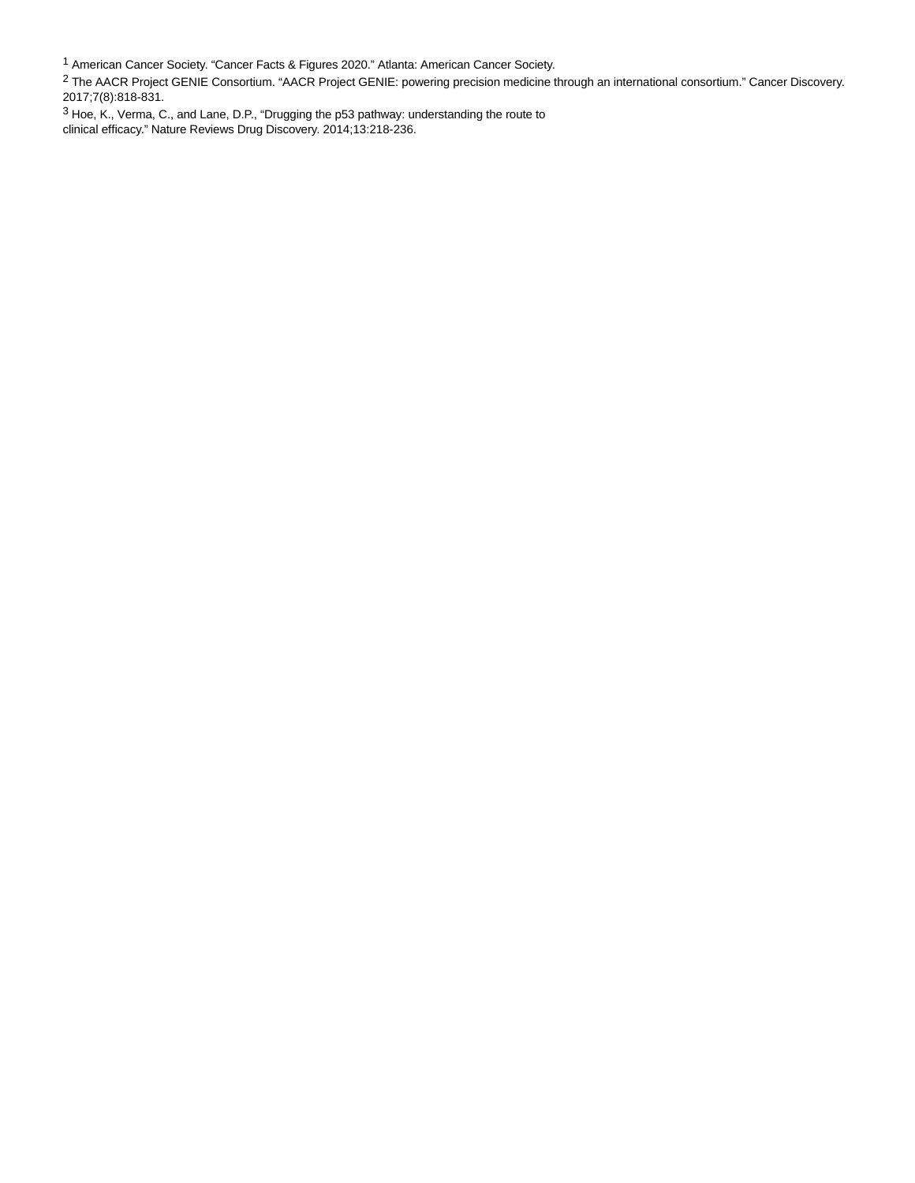[1] American Cancer Society. “Cancer Facts & Figures 2020.” Atlanta: American Cancer Society.

[2] The AACR Project GENIE Consortium. “AACR Project GENIE: powering precision medicine through an international consortium.” Cancer Discovery. 2017;7(8):818-831.

[3] Hoe, K., Verma, C., and Lane, D.P., “Drugging the p53 pathway: understanding the route to clinical efficacy.” Nature Reviews Drug Discovery. 2014;13:218-236.